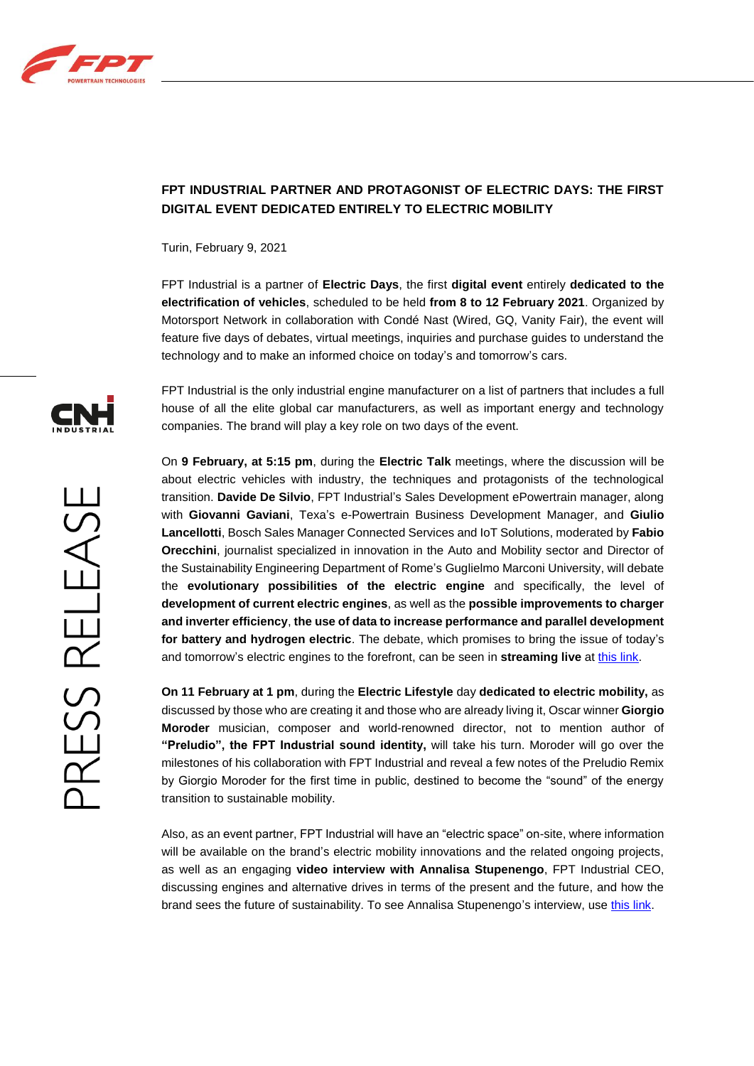# FPT INDUSTRIAL PARTNER AND PROTAGONIST OF ELECTRIC DAYS: THE FIRST DIGITAL EVENT DEDICATED ENTIRELY TO ELECTRIC MOBILITY

Turin, February 9, 2021

FPT Industrial is a partner of **Electric Days**, the first **digital event** entirely **dedicated to the electrification of vehicles**, scheduled to be held **from 8 to 12 February 2021**. Organized by Motorsport Network in collaboration with Condé Nast (Wired, GQ, Vanity Fair), the event will feature five days of debates, virtual meetings, inquiries and purchase guides to understand the technology and to make an informed choice on today's and tomorrow's cars.

FPT Industrial is the only industrial engine manufacturer on a list of partners that includes a full house of all the elite global car manufacturers, as well as important energy and technology companies. The brand will play a key role on two days of the event.

On **9 February, at 5:15 pm**, during the **Electric Talk** meetings, where the discussion will be about electric vehicles with industry, the techniques and protagonists of the technological transition. **Davide De Silvio**, FPT Industrial's Sales Development ePowertrain manager, along with **Giovanni Gaviani**, Texa's e-Powertrain Business Development Manager, and **Giulio Lancellotti**, Bosch Sales Manager Connected Services and IoT Solutions, moderated by **Fabio Orecchini**, journalist specialized in innovation in the Auto and Mobility sector and Director of the Sustainability Engineering Department of Rome's Guglielmo Marconi University, will debate the **evolutionary possibilities of the electric engine** and specifically, the level of **development of current electric engines**, as well as the **possible improvements to charger and inverter efficiency**, **the use of data to increase performance and parallel development for battery and hydrogen electric**. The debate, which promises to bring the issue of today's and tomorrow's electric engines to the forefront, can be seen in **streaming live** at [this link].

**On 11 February at 1 pm**, during the **Electric Lifestyle** day **dedicated to electric mobility,** as discussed by those who are creating it and those who are already living it, Oscar winner **Giorgio Moroder** musician, composer and world-renowned director, not to mention author of **"Preludio", the FPT Industrial sound identity,** will take his turn. Moroder will go over the milestones of his collaboration with FPT Industrial and reveal a few notes of the Preludio Remix by Giorgio Moroder for the first time in public, destined to become the "sound" of the energy transition to sustainable mobility.

Also, as an event partner, FPT Industrial will have an "electric space" on-site, where information will be available on the brand's electric mobility innovations and the related ongoing projects, as well as an engaging **video interview with Annalisa Stupenengo**, FPT Industrial CEO, discussing engines and alternative drives in terms of the present and the future, and how the brand sees the future of sustainability. To see Annalisa Stupenengo's interview, use [this link].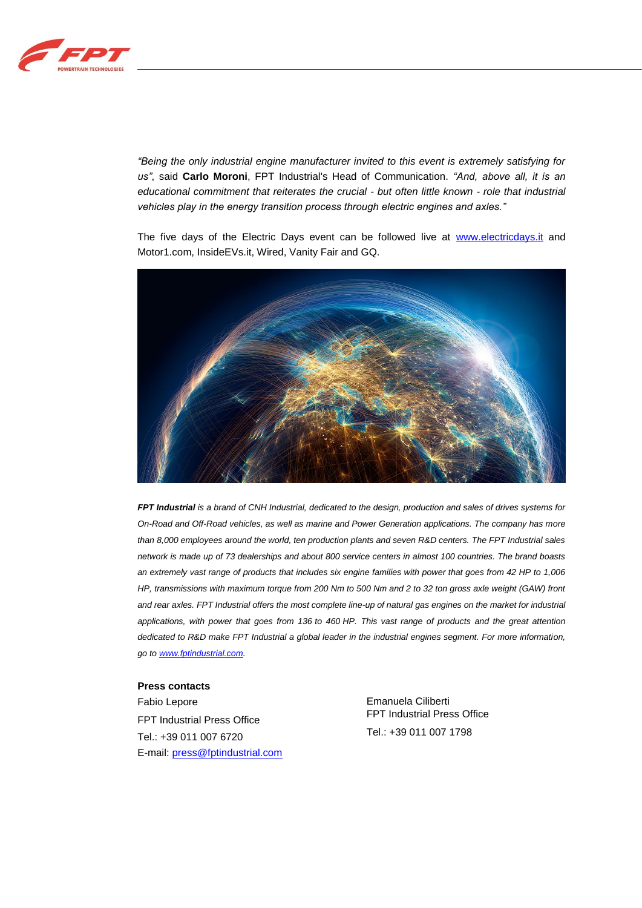*"Being the only industrial engine manufacturer invited to this event is extremely satisfying for us"*, said **Carlo Moroni**, FPT Industrial's Head of Communication. *"And, above all, it is an educational commitment that reiterates the crucial - but often little known - role that industrial vehicles play in the energy transition process through electric engines and axles."*

The five days of the Electric Days event can be followed live at [www.electricdays.it](www.electricdays.it) and Motor1.com, InsideEVs.it, Wired, Vanity Fair and GQ.

***FPT Industrial*** *is a brand of CNH Industrial, dedicated to the design, production and sales of drives systems for On-Road and Off-Road vehicles, as well as marine and Power Generation applications. The company has more than 8,000 employees around the world, ten production plants and seven R&D centers. The FPT Industrial sales network is made up of 73 dealerships and about 800 service centers in almost 100 countries. The brand boasts an extremely vast range of products that includes six engine families with power that goes from 42 HP to 1,006 HP, transmissions with maximum torque from 200 Nm to 500 Nm and 2 to 32 ton gross axle weight (GAW) front and rear axles. FPT Industrial offers the most complete line-up of natural gas engines on the market for industrial applications, with power that goes from 136 to 460 HP. This vast range of products and the great attention dedicated to R&D make FPT Industrial a global leader in the industrial engines segment. For more information, go to [www.fptindustrial.com](www.fptindustrial.com).*

**Press contacts**

Fabio Lepore
FPT Industrial Press Office
Tel.: +39 011 007 6720
E-mail: [press@fptindustrial.com](mailto:press@fptindustrial.com)

Emanuela Ciliberti
FPT Industrial Press Office
Tel.: +39 011 007 1798